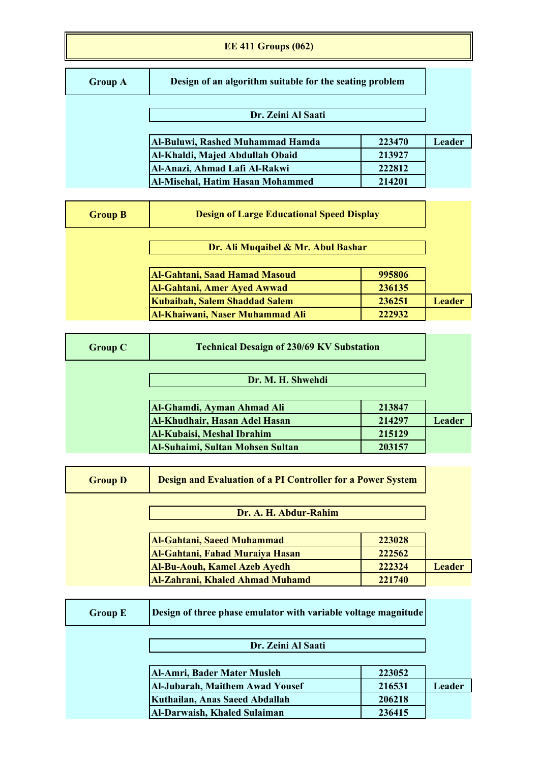# EE 411 Groups (062)

## Group A

**Design of an algorithm suitable for the seating problem**

**Dr. Zeini Al Saati**

| Name | ID | Role |
|---|---|---|
| Al-Buluwi, Rashed Muhammad Hamda | 223470 | Leader |
| Al-Khaldi, Majed Abdullah Obaid | 213927 | |
| Al-Anazi, Ahmad Lafi Al-Rakwi | 222812 | |
| Al-Misehal, Hatim Hasan Mohammed | 214201 | |

## Group B

**Design of Large Educational Speed Display**

**Dr. Ali Muqaibel & Mr. Abul Bashar**

| Name | ID | Role |
|---|---|---|
| Al-Gahtani, Saad Hamad Masoud | 995806 | |
| Al-Gahtani, Amer Ayed Awwad | 236135 | |
| Kubaibah, Salem Shaddad Salem | 236251 | Leader |
| Al-Khaiwani, Naser Muhammad Ali | 222932 | |

## Group C

**Technical Desaign of 230/69 KV Substation**

**Dr. M. H. Shwehdi**

| Name | ID | Role |
|---|---|---|
| Al-Ghamdi, Ayman Ahmad Ali | 213847 | |
| Al-Khudhair, Hasan Adel Hasan | 214297 | Leader |
| Al-Kubaisi, Meshal Ibrahim | 215129 | |
| Al-Suhaimi, Sultan Mohsen Sultan | 203157 | |

## Group D

**Design and Evaluation of a PI Controller for a Power System**

**Dr. A. H. Abdur-Rahim**

| Name | ID | Role |
|---|---|---|
| Al-Gahtani, Saeed Muhammad | 223028 | |
| Al-Gahtani, Fahad Muraiya Hasan | 222562 | |
| Al-Bu-Aouh, Kamel Azeb Ayedh | 222324 | Leader |
| Al-Zahrani, Khaled Ahmad Muhamd | 221740 | |

## Group E

**Design of three phase emulator with variable voltage magnitude**

**Dr. Zeini Al Saati**

| Name | ID | Role |
|---|---|---|
| Al-Amri, Bader Mater Musleh | 223052 | |
| Al-Jubarah, Maithem Awad Yousef | 216531 | Leader |
| Kuthailan, Anas Saeed Abdallah | 206218 | |
| Al-Darwaish, Khaled Sulaiman | 236415 | |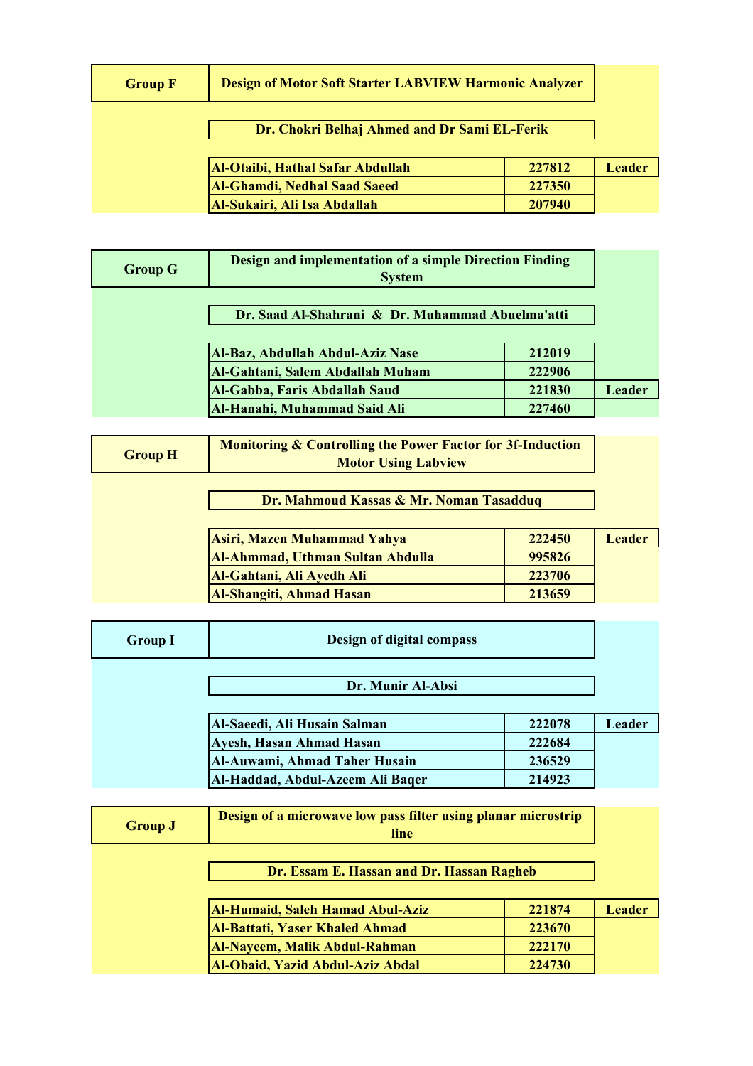## Group F

**Design of Motor Soft Starter LABVIEW Harmonic Analyzer**

**Dr. Chokri Belhaj Ahmed and Dr Sami EL-Ferik**

| Name | ID | Role |
| --- | --- | --- |
| Al-Otaibi, Hathal Safar Abdullah | 227812 | Leader |
| Al-Ghamdi, Nedhal Saad Saeed | 227350 | |
| Al-Sukairi, Ali Isa Abdallah | 207940 | |

## Group G

**Design and implementation of a simple Direction Finding System**

**Dr. Saad Al-Shahrani & Dr. Muhammad Abuelma'atti**

| Name | ID | Role |
| --- | --- | --- |
| Al-Baz, Abdullah Abdul-Aziz Nase | 212019 | |
| Al-Gahtani, Salem Abdallah Muham | 222906 | |
| Al-Gabba, Faris Abdallah Saud | 221830 | Leader |
| Al-Hanahi, Muhammad Said Ali | 227460 | |

## Group H

**Monitoring & Controlling the Power Factor for 3f-Induction Motor Using Labview**

**Dr. Mahmoud Kassas & Mr. Noman Tasadduq**

| Name | ID | Role |
| --- | --- | --- |
| Asiri, Mazen Muhammad Yahya | 222450 | Leader |
| Al-Ahmmad, Uthman Sultan Abdulla | 995826 | |
| Al-Gahtani, Ali Ayedh Ali | 223706 | |
| Al-Shangiti, Ahmad Hasan | 213659 | |

## Group I

**Design of digital compass**

**Dr. Munir Al-Absi**

| Name | ID | Role |
| --- | --- | --- |
| Al-Saeedi, Ali Husain Salman | 222078 | Leader |
| Ayesh, Hasan Ahmad Hasan | 222684 | |
| Al-Auwami, Ahmad Taher Husain | 236529 | |
| Al-Haddad, Abdul-Azeem Ali Baqer | 214923 | |

## Group J

**Design of a microwave low pass filter using planar microstrip line**

**Dr. Essam E. Hassan and Dr. Hassan Ragheb**

| Name | ID | Role |
| --- | --- | --- |
| Al-Humaid, Saleh Hamad Abul-Aziz | 221874 | Leader |
| Al-Battati, Yaser Khaled Ahmad | 223670 | |
| Al-Nayeem, Malik Abdul-Rahman | 222170 | |
| Al-Obaid, Yazid Abdul-Aziz Abdal | 224730 | |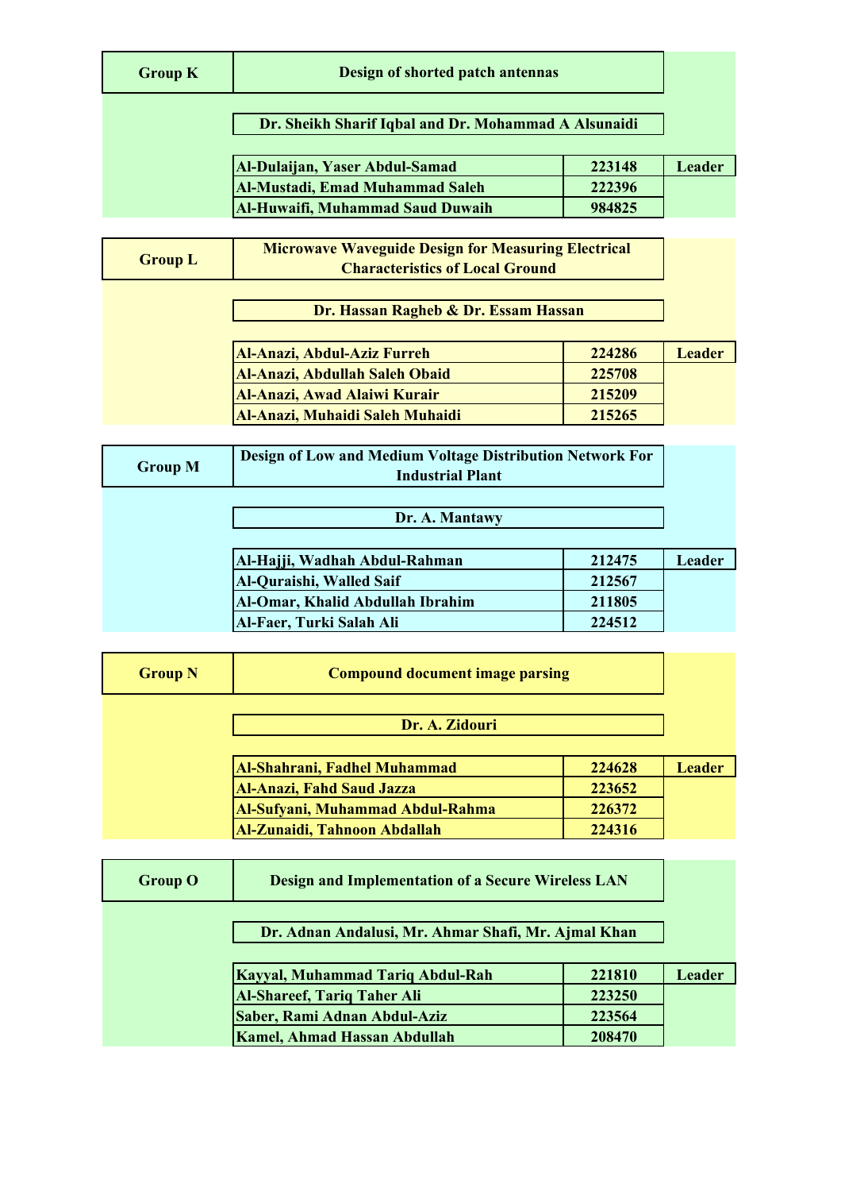| Group K | Design of shorted patch antennas | | |
|---|---|---|---|
| | Dr. Sheikh Sharif Iqbal and Dr. Mohammad A Alsunaidi | | |
| | Al-Dulaijan, Yaser Abdul-Samad | 223148 | Leader |
| | Al-Mustadi, Emad Muhammad Saleh | 222396 | |
| | Al-Huwaifi, Muhammad Saud Duwaih | 984825 | |

| Group L | Microwave Waveguide Design for Measuring Electrical Characteristics of Local Ground | | |
|---|---|---|---|
| | Dr. Hassan Ragheb & Dr. Essam Hassan | | |
| | Al-Anazi, Abdul-Aziz Furreh | 224286 | Leader |
| | Al-Anazi, Abdullah Saleh Obaid | 225708 | |
| | Al-Anazi, Awad Alaiwi Kurair | 215209 | |
| | Al-Anazi, Muhaidi Saleh Muhaidi | 215265 | |

| Group M | Design of Low and Medium Voltage Distribution Network For Industrial Plant | | |
|---|---|---|---|
| | Dr. A. Mantawy | | |
| | Al-Hajji, Wadhah Abdul-Rahman | 212475 | Leader |
| | Al-Quraishi, Walled Saif | 212567 | |
| | Al-Omar, Khalid Abdullah Ibrahim | 211805 | |
| | Al-Faer, Turki Salah Ali | 224512 | |

| Group N | Compound document image parsing | | |
|---|---|---|---|
| | Dr. A. Zidouri | | |
| | Al-Shahrani, Fadhel Muhammad | 224628 | Leader |
| | Al-Anazi, Fahd Saud Jazza | 223652 | |
| | Al-Sufyani, Muhammad Abdul-Rahma | 226372 | |
| | Al-Zunaidi, Tahnoon Abdallah | 224316 | |

| Group O | Design and Implementation of a Secure Wireless LAN | | |
|---|---|---|---|
| | Dr. Adnan Andalusi, Mr. Ahmar Shafi, Mr. Ajmal Khan | | |
| | Kayyal, Muhammad Tariq Abdul-Rah | 221810 | Leader |
| | Al-Shareef, Tariq Taher Ali | 223250 | |
| | Saber, Rami Adnan Abdul-Aziz | 223564 | |
| | Kamel, Ahmad Hassan Abdullah | 208470 | |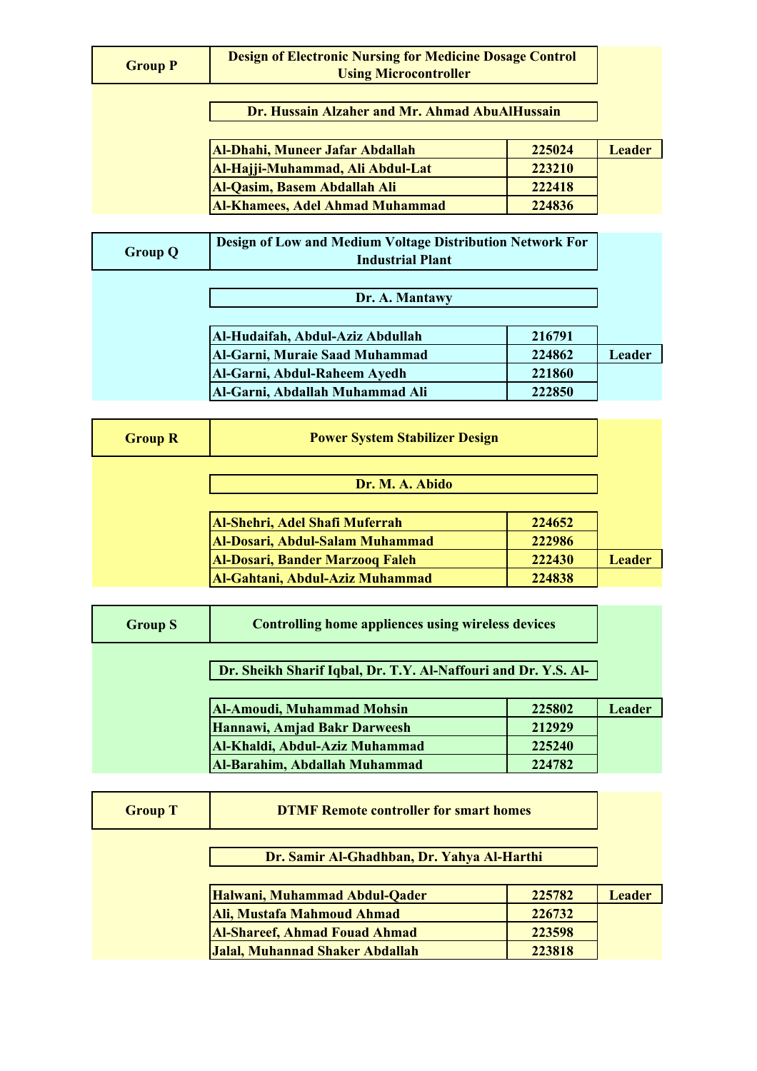| Group P | Design of Electronic Nursing for Medicine Dosage Control Using Microcontroller | |
|---|---|---|
| | Dr. Hussain Alzaher and Mr. Ahmad AbuAlHussain | |
| Al-Dhahi, Muneer Jafar Abdallah | 225024 | Leader |
| Al-Hajji-Muhammad, Ali Abdul-Lat | 223210 | |
| Al-Qasim, Basem Abdallah Ali | 222418 | |
| Al-Khamees, Adel Ahmad Muhammad | 224836 | |

| Group Q | Design of Low and Medium Voltage Distribution Network For Industrial Plant | |
|---|---|---|
| | Dr. A. Mantawy | |
| Al-Hudaifah, Abdul-Aziz Abdullah | 216791 | |
| Al-Garni, Muraie Saad Muhammad | 224862 | Leader |
| Al-Garni, Abdul-Raheem Ayedh | 221860 | |
| Al-Garni, Abdallah Muhammad Ali | 222850 | |

| Group R | Power System Stabilizer Design | |
|---|---|---|
| | Dr. M. A. Abido | |
| Al-Shehri, Adel Shafi Muferrah | 224652 | |
| Al-Dosari, Abdul-Salam Muhammad | 222986 | |
| Al-Dosari, Bander Marzooq Faleh | 222430 | Leader |
| Al-Gahtani, Abdul-Aziz Muhammad | 224838 | |

| Group S | Controlling home appliences using wireless devices | |
|---|---|---|
| | Dr. Sheikh Sharif Iqbal, Dr. T.Y. Al-Naffouri and Dr. Y.S. Al- | |
| Al-Amoudi, Muhammad Mohsin | 225802 | Leader |
| Hannawi, Amjad Bakr Darweesh | 212929 | |
| Al-Khaldi, Abdul-Aziz Muhammad | 225240 | |
| Al-Barahim, Abdallah Muhammad | 224782 | |

| Group T | DTMF Remote controller for smart homes | |
|---|---|---|
| | Dr. Samir Al-Ghadhban, Dr. Yahya Al-Harthi | |
| Halwani, Muhammad Abdul-Qader | 225782 | Leader |
| Ali, Mustafa Mahmoud Ahmad | 226732 | |
| Al-Shareef, Ahmad Fouad Ahmad | 223598 | |
| Jalal, Muhannad Shaker Abdallah | 223818 | |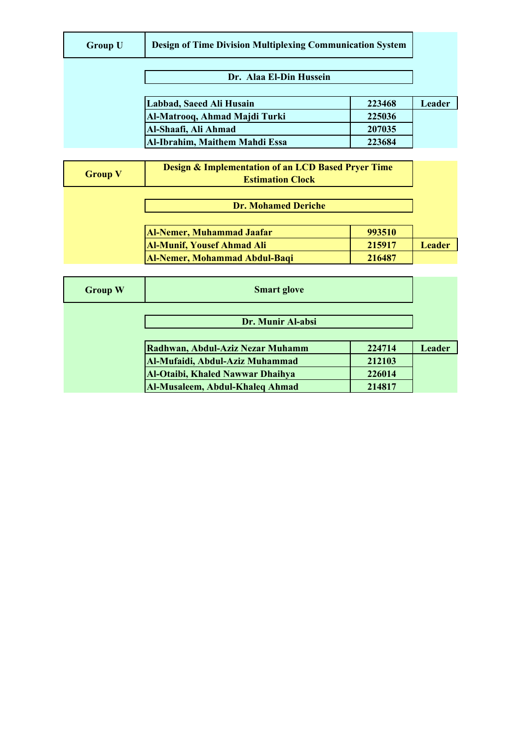| Group U | Design of Time Division Multiplexing Communication System | |
|---|---|---|
| | **Dr. Alaa El-Din Hussein** | |
| Labbad, Saeed Ali Husain | 223468 | Leader |
| Al-Matrooq, Ahmad Majdi Turki | 225036 | |
| Al-Shaafi, Ali Ahmad | 207035 | |
| Al-Ibrahim, Maithem Mahdi Essa | 223684 | |

| Group V | Design & Implementation of an LCD Based Pryer Time Estimation Clock | |
|---|---|---|
| | **Dr. Mohamed Deriche** | |
| Al-Nemer, Muhammad Jaafar | 993510 | |
| Al-Munif, Yousef Ahmad Ali | 215917 | Leader |
| Al-Nemer, Mohammad Abdul-Baqi | 216487 | |

| Group W | Smart glove | |
|---|---|---|
| | **Dr. Munir Al-absi** | |
| Radhwan, Abdul-Aziz Nezar Muhamm | 224714 | Leader |
| Al-Mufaidi, Abdul-Aziz Muhammad | 212103 | |
| Al-Otaibi, Khaled Nawwar Dhaihya | 226014 | |
| Al-Musaleem, Abdul-Khaleq Ahmad | 214817 | |